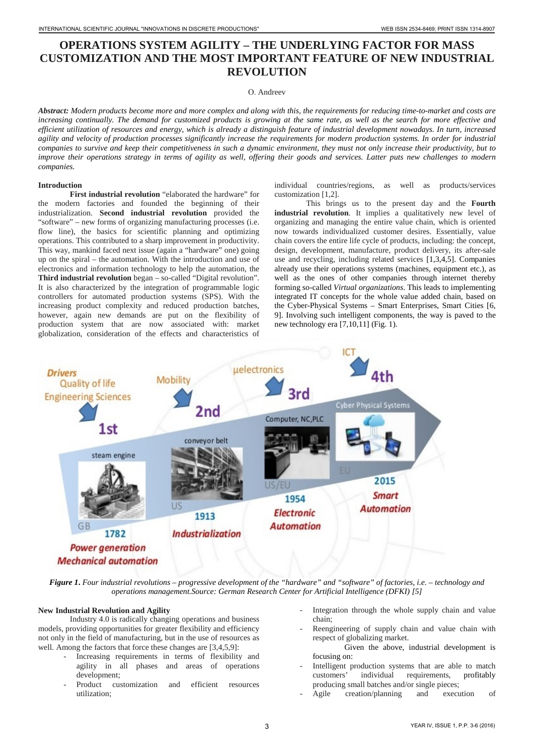# OPERATIONS SYSTEM AGILITY – THE UNDERLYING FACTOR FOR MASS CUSTOMIZATION AND THE MOST IMPORTANT FEATURE OF NEW INDUSTRIAL REVOLUTION

O. Andreev

***Abstract:*** *Modern products become more and more complex and along with this, the requirements for reducing time-to-market and costs are increasing continually. The demand for customized products is growing at the same rate, as well as the search for more effective and efficient utilization of resources and energy, which is already a distinguish feature of industrial development nowadays. In turn, increased agility and velocity of production processes significantly increase the requirements for modern production systems. In order for industrial companies to survive and keep their competitiveness in such a dynamic environment, they must not only increase their productivity, but to improve their operations strategy in terms of agility as well, offering their goods and services. Latter puts new challenges to modern companies.*

## Introduction

**First industrial revolution** "elaborated the hardware" for the modern factories and founded the beginning of their industrialization. **Second industrial revolution** provided the "software" – new forms of organizing manufacturing processes (i.e. flow line), the basics for scientific planning and optimizing operations. This contributed to a sharp improvement in productivity. This way, mankind faced next issue (again a "hardware" one) going up on the spiral – the automation. With the introduction and use of electronics and information technology to help the automation, the **Third industrial revolution** began – so-called "Digital revolution". It is also characterized by the integration of programmable logic controllers for automated production systems (SPS). With the increasing product complexity and reduced production batches, however, again new demands are put on the flexibility of production system that are now associated with: market globalization, consideration of the effects and characteristics of individual countries/regions, as well as products/services customization [1,2].

This brings us to the present day and the **Fourth industrial revolution**. It implies a qualitatively new level of organizing and managing the entire value chain, which is oriented now towards individualized customer desires. Essentially, value chain covers the entire life cycle of products, including: the concept, design, development, manufacture, product delivery, its after-sale use and recycling, including related services [1,3,4,5]. Companies already use their operations systems (machines, equipment etc.), as well as the ones of other companies through internet thereby forming so-called *Virtual organizations*. This leads to implementing integrated IT concepts for the whole value added chain, based on the Cyber-Physical Systems – Smart Enterprises, Smart Cities [6, 9]. Involving such intelligent components, the way is paved to the new technology era [7,10,11] (Fig. 1).

***Figure 1.*** *Four industrial revolutions – progressive development of the "hardware" and "software" of factories, i.e. – technology and operations management.Source: German Research Center for Artificial Intelligence (DFKI) [5]*

## New Industrial Revolution and Agility

Industry 4.0 is radically changing operations and business models, providing opportunities for greater flexibility and efficiency not only in the field of manufacturing, but in the use of resources as well. Among the factors that force these changes are [3,4,5,9]:

- Increasing requirements in terms of flexibility and agility in all phases and areas of operations development;
- Product customization and efficient resources utilization;
- Integration through the whole supply chain and value chain;
- Reengineering of supply chain and value chain with respect of globalizing market.

Given the above, industrial development is focusing on:

- Intelligent production systems that are able to match customers' individual requirements, profitably producing small batches and/or single pieces;
- Agile creation/planning and execution of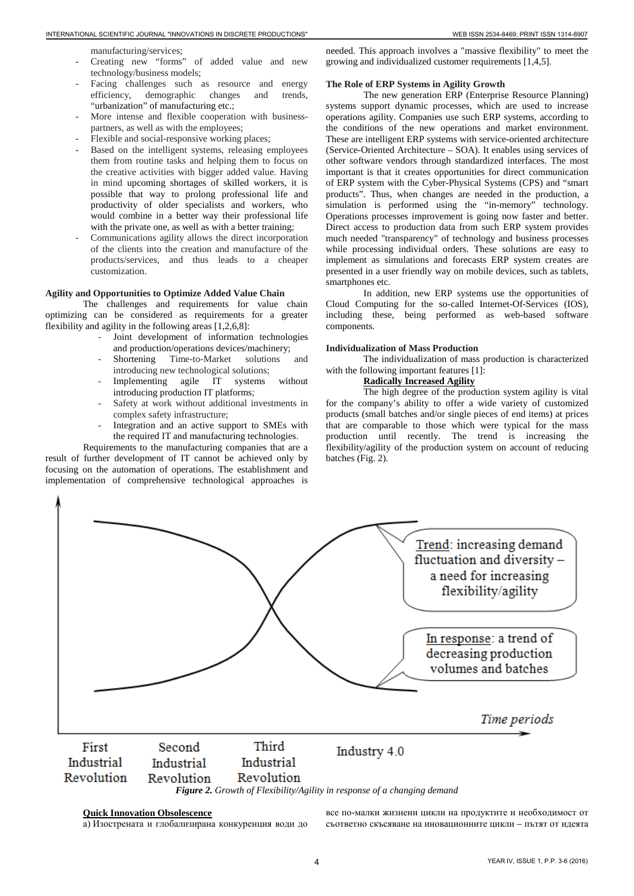manufacturing/services;

- Creating new "forms" of added value and new technology/business models;
- Facing challenges such as resource and energy efficiency, demographic changes and trends, "urbanization" of manufacturing etc.;
- More intense and flexible cooperation with business-partners, as well as with the employees;
- Flexible and social-responsive working places;
- Based on the intelligent systems, releasing employees them from routine tasks and helping them to focus on the creative activities with bigger added value. Having in mind upcoming shortages of skilled workers, it is possible that way to prolong professional life and productivity of older specialists and workers, who would combine in a better way their professional life with the private one, as well as with a better training;
- Communications agility allows the direct incorporation of the clients into the creation and manufacture of the products/services, and thus leads to a cheaper customization.

**Agility and Opportunities to Optimize Added Value Chain**

The challenges and requirements for value chain optimizing can be considered as requirements for a greater flexibility and agility in the following areas [1,2,6,8]:

- Joint development of information technologies and production/operations devices/machinery;
- Shortening Time-to-Market solutions and introducing new technological solutions;
- Implementing agile IT systems without introducing production IT platforms;
- Safety at work without additional investments in complex safety infrastructure;
- Integration and an active support to SMEs with the required IT and manufacturing technologies.

Requirements to the manufacturing companies that are a result of further development of IT cannot be achieved only by focusing on the automation of operations. The establishment and implementation of comprehensive technological approaches is needed. This approach involves a "massive flexibility" to meet the growing and individualized customer requirements [1,4,5].

**The Role of ERP Systems in Agility Growth**

The new generation ERP (Enterprise Resource Planning) systems support dynamic processes, which are used to increase operations agility. Companies use such ERP systems, according to the conditions of the new operations and market environment. These are intelligent ERP systems with service-oriented architecture (Service-Oriented Architecture – SOA). It enables using services of other software vendors through standardized interfaces. The most important is that it creates opportunities for direct communication of ERP system with the Cyber-Physical Systems (CPS) and "smart products". Thus, when changes are needed in the production, a simulation is performed using the "in-memory" technology. Operations processes improvement is going now faster and better. Direct access to production data from such ERP system provides much needed "transparency" of technology and business processes while processing individual orders. These solutions are easy to implement as simulations and forecasts ERP system creates are presented in a user friendly way on mobile devices, such as tablets, smartphones etc.

In addition, new ERP systems use the opportunities of Cloud Computing for the so-called Internet-Of-Services (IOS), including these, being performed as web-based software components.

**Individualization of Mass Production**

The individualization of mass production is characterized with the following important features [1]:

<u>**Radically Increased Agility**</u>

The high degree of the production system agility is vital for the company's ability to offer a wide variety of customized products (small batches and/or single pieces of end items) at prices that are comparable to those which were typical for the mass production until recently. The trend is increasing the flexibility/agility of the production system on account of reducing batches (Fig. 2).

***Figure 2.*** *Growth of Flexibility/Agility in response of a changing demand*

<u>**Quick Innovation Obsolescence**</u>

а) Изострената и глобализирана конкуренция води до все по-малки жизнени цикли на продуктите и необходимост от съответно скъсяване на иновационните цикли – пътят от идеята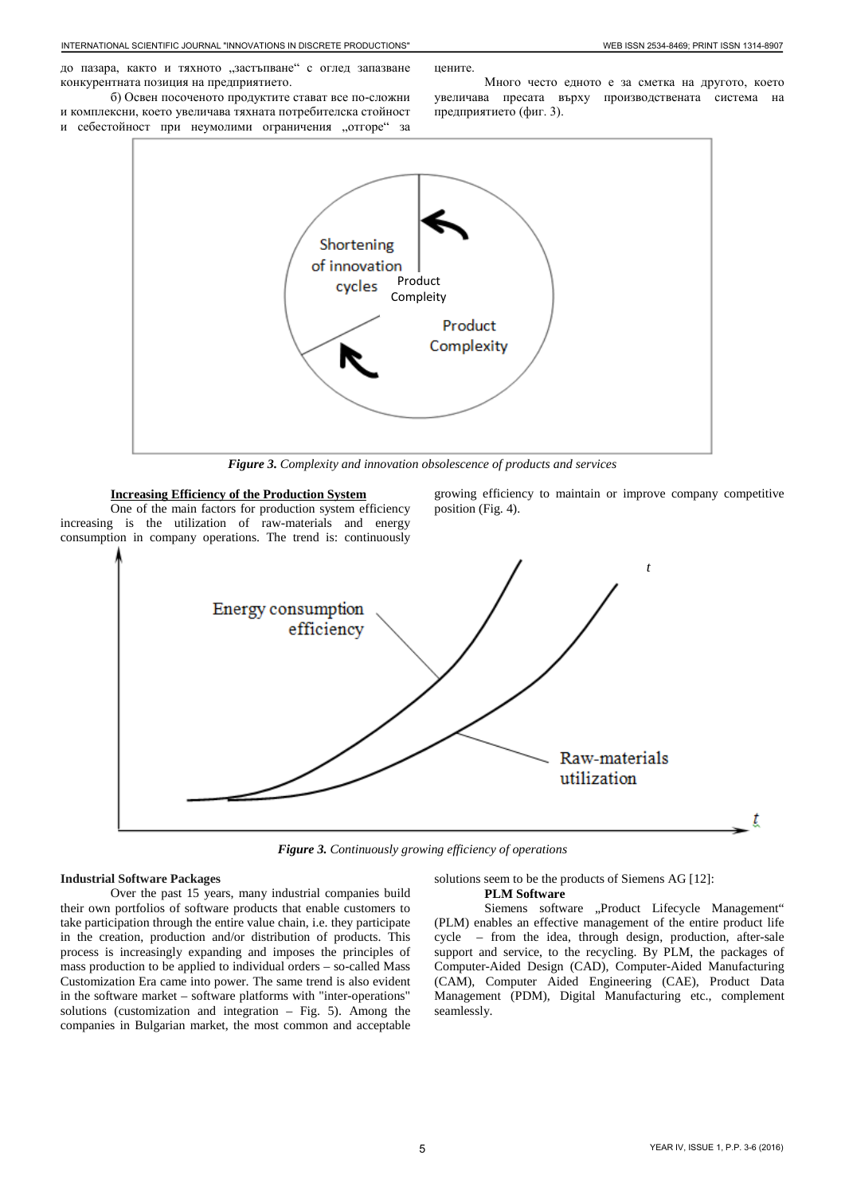до пазара, както и тяхното „застъпване" с оглед запазване конкурентната позиция на предприятието.

б) Освен посоченото продуктите стават все по-сложни и комплексни, което увеличава тяхната потребителска стойност и себестойност при неумолими ограничения „отгоре" за цените.

Много често едното е за сметка на другото, което увеличава пресата върху производствената система на предприятието (фиг. 3).

*Figure 3. Complexity and innovation obsolescence of products and services*

**Increasing Efficiency of the Production System**

One of the main factors for production system efficiency increasing is the utilization of raw-materials and energy consumption in company operations. The trend is: continuously growing efficiency to maintain or improve company competitive position (Fig. 4).

*Figure 3. Continuously growing efficiency of operations*

**Industrial Software Packages**

Over the past 15 years, many industrial companies build their own portfolios of software products that enable customers to take participation through the entire value chain, i.e. they participate in the creation, production and/or distribution of products. This process is increasingly expanding and imposes the principles of mass production to be applied to individual orders – so-called Mass Customization Era came into power. The same trend is also evident in the software market – software platforms with "inter-operations" solutions (customization and integration – Fig. 5). Among the companies in Bulgarian market, the most common and acceptable solutions seem to be the products of Siemens AG [12]:

**PLM Software**

Siemens software „Product Lifecycle Management" (PLM) enables an effective management of the entire product life cycle – from the idea, through design, production, after-sale support and service, to the recycling. By PLM, the packages of Computer-Aided Design (CAD), Computer-Aided Manufacturing (CAM), Computer Aided Engineering (CAE), Product Data Management (PDM), Digital Manufacturing etc., complement seamlessly.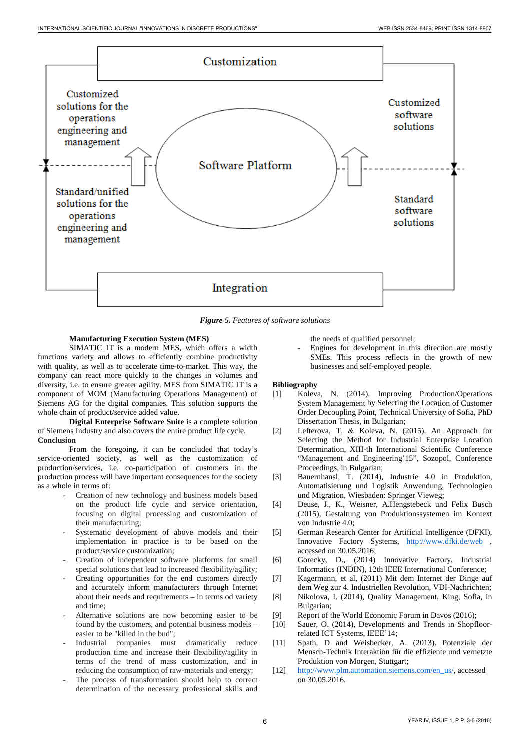Customization

Customized solutions for the operations engineering and management

Customized software solutions

Software Platform

Standard/unified solutions for the operations engineering and management

Standard software solutions

Integration

***Figure 5.*** *Features of software solutions*

**Manufacturing Execution System (MES)**

SIMATIC IT is a modern MES, which offers a width functions variety and allows to efficiently combine productivity with quality, as well as to accelerate time-to-market. This way, the company can react more quickly to the changes in volumes and diversity, i.e. to ensure greater agility. MES from SIMATIC IT is a component of MOM (Manufacturing Operations Management) of Siemens AG for the digital companies. This solution supports the whole chain of product/service added value.

**Digital Enterprise Software Suite** is a complete solution of Siemens Industry and also covers the entire product life cycle.

**Conclusion**

From the foregoing, it can be concluded that today's service-oriented society, as well as the customization of production/services, i.e. co-participation of customers in the production process will have important consequences for the society as a whole in terms of:

- Creation of new technology and business models based on the product life cycle and service orientation, focusing on digital processing and customization of their manufacturing;
- Systematic development of above models and their implementation in practice is to be based on the product/service customization;
- Creation of independent software platforms for small special solutions that lead to increased flexibility/agility;
- Creating opportunities for the end customers directly and accurately inform manufacturers through Internet about their needs and requirements – in terms od variety and time;
- Alternative solutions are now becoming easier to be found by the customers, and potential business models – easier to be "killed in the bud";
- Industrial companies must dramatically reduce production time and increase their flexibility/agility in terms of the trend of mass customization, and in reducing the consumption of raw-materials and energy;
- The process of transformation should help to correct determination of the necessary professional skills and the needs of qualified personnel;
- Engines for development in this direction are mostly SMEs. This process reflects in the growth of new businesses and self-employed people.

**Bibliography**

[1] Koleva, N. (2014). Improving Production/Operations System Management by Selecting the Location of Customer Order Decoupling Point, Technical University of Sofia, PhD Dissertation Thesis, in Bulgarian;

[2] Lefterova, T. & Koleva, N. (2015). An Approach for Selecting the Method for Industrial Enterprise Location Determination, XIII-th International Scientific Conference "Management and Engineering'15", Sozopol, Conference Proceedings, in Bulgarian;

[3] Bauernhansl, T. (2014), Industrie 4.0 in Produktion, Automatisierung und Logistik Anwendung, Technologien und Migration, Wiesbaden: Springer Vieweg;

[4] Deuse, J., K., Weisner, A.Hengstebeck und Felix Busch (2015), Gestaltung von Produktionssystemen im Kontext von Industrie 4.0;

[5] German Research Center for Artificial Intelligence (DFKI), Innovative Factory Systems, http://www.dfki.de/web , accessed on 30.05.2016;

[6] Gorecky, D., (2014) Innovative Factory, Industrial Informatics (INDIN), 12th IEEE International Conference;

[7] Kagermann, et al, (2011) Mit dem Internet der Dinge auf dem Weg zur 4. Industriellen Revolution, VDI-Nachrichten;

[8] Nikolova, I. (2014), Quality Management, King, Sofia, in Bulgarian;

[9] Report of the World Economic Forum in Davos (2016);

[10] Sauer, O. (2014), Developments and Trends in Shopfloor-related ICT Systems, IEEE'14;

[11] Spath, D and Weisbecker, A. (2013). Potenziale der Mensch-Technik Interaktion für die effiziente und vernetzte Produktion von Morgen, Stuttgart;

[12] http://www.plm.automation.siemens.com/en_us/, accessed on 30.05.2016.